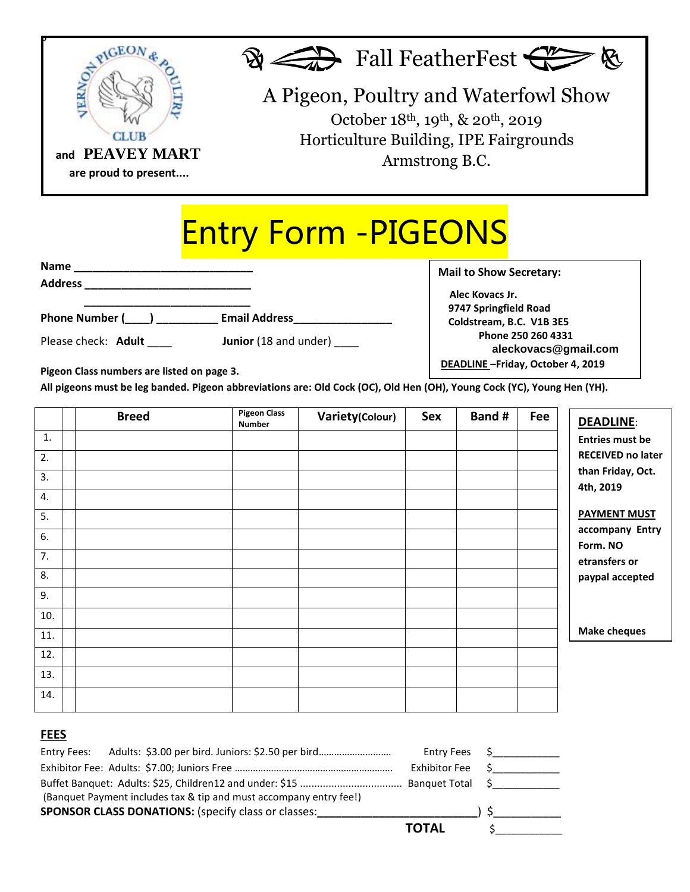VERNON PIGEON & POULTRY CLUB

and **PEAVEY MART**

**are proud to present....**

# Fall FeatherFest

## A Pigeon, Poultry and Waterfowl Show

October 18th, 19th, & 20th, 2019
Horticulture Building, IPE Fairgrounds
Armstrong B.C.

# Entry Form -PIGEONS

**Name** ___________________________

**Address** __________________________

___________________________

**Phone Number (____) _________ Email Address_______________**

Please check: **Adult** ____ **Junior** (18 and under) ____

**Mail to Show Secretary:**

**Alec Kovacs Jr.**
**9747 Springfield Road**
**Coldstream, B.C. V1B 3E5**
**Phone 250 260 4331**
**aleckovacs@gmail.com**
**DEADLINE –Friday, October 4, 2019**

**Pigeon Class numbers are listed on page 3.**

**All pigeons must be leg banded. Pigeon abbreviations are: Old Cock (OC), Old Hen (OH), Young Cock (YC), Young Hen (YH).**

| | | Breed | Pigeon Class Number | Variety(Colour) | Sex | Band # | Fee |
|---|---|---|---|---|---|---|---|
| 1. | | | | | | | |
| 2. | | | | | | | |
| 3. | | | | | | | |
| 4. | | | | | | | |
| 5. | | | | | | | |
| 6. | | | | | | | |
| 7. | | | | | | | |
| 8. | | | | | | | |
| 9. | | | | | | | |
| 10. | | | | | | | |
| 11. | | | | | | | |
| 12. | | | | | | | |
| 13. | | | | | | | |
| 14. | | | | | | | |

**DEADLINE**: **Entries must be RECEIVED no later than Friday, Oct. 4th, 2019**

**PAYMENT MUST accompany Entry Form. NO etransfers or paypal accepted**

**Make cheques**

## FEES

Entry Fees: Adults: $3.00 per bird. Juniors: $2.50 per bird.......................... Entry Fees $___________

Exhibitor Fee: Adults: $7.00; Juniors Free ........................................................ Exhibitor Fee $___________

Buffet Banquet: Adults: $25, Children12 and under: $15 ................................... Banquet Total $___________

(Banquet Payment includes tax & tip and must accompany entry fee!)

**SPONSOR CLASS DONATIONS:** (specify class or classes:_________________________) $___________

**TOTAL** $___________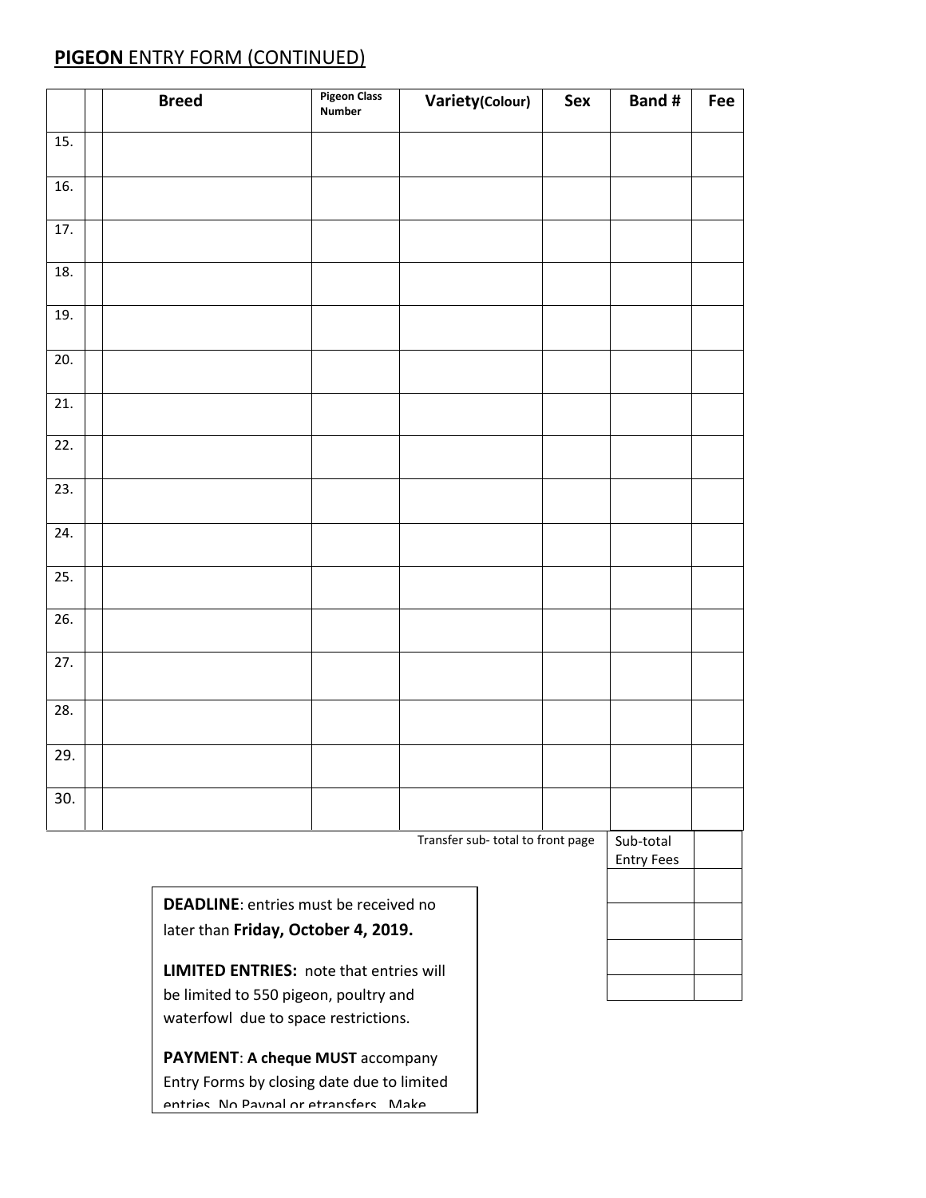## **PIGEON** ENTRY FORM (CONTINUED)

| | | Breed | Pigeon Class Number | Variety(Colour) | Sex | Band # | Fee |
|---|---|---|---|---|---|---|---|
| 15. | | | | | | | |
| 16. | | | | | | | |
| 17. | | | | | | | |
| 18. | | | | | | | |
| 19. | | | | | | | |
| 20. | | | | | | | |
| 21. | | | | | | | |
| 22. | | | | | | | |
| 23. | | | | | | | |
| 24. | | | | | | | |
| 25. | | | | | | | |
| 26. | | | | | | | |
| 27. | | | | | | | |
| 28. | | | | | | | |
| 29. | | | | | | | |
| 30. | | | | | | | |

Transfer sub- total to front page

| Sub-total Entry Fees | |
|---|---|
| | |
| | |
| | |
| | |

**DEADLINE**: entries must be received no later than **Friday, October 4, 2019.**

**LIMITED ENTRIES:** note that entries will be limited to 550 pigeon, poultry and waterfowl due to space restrictions.

**PAYMENT**: **A cheque MUST** accompany Entry Forms by closing date due to limited entries. No Paypal or etransfers. Make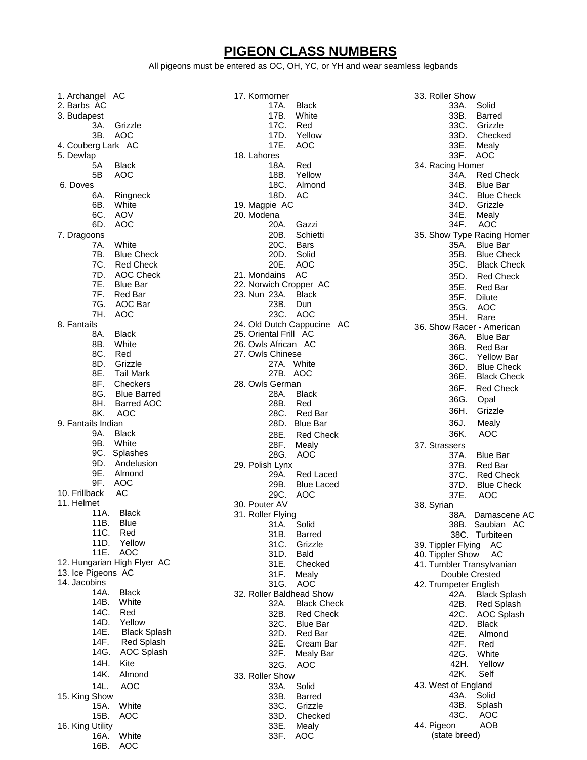# PIGEON CLASS NUMBERS

All pigeons must be entered as OC, OH, YC, or YH and wear seamless legbands

1. Archangel AC
2. Barbs AC
3. Budapest
   - 3A. Grizzle
   - 3B. AOC
4. Couberg Lark AC
5. Dewlap
   - 5A Black
   - 5B AOC
6. Doves
   - 6A. Ringneck
   - 6B. White
   - 6C. AOV
   - 6D. AOC
7. Dragoons
   - 7A. White
   - 7B. Blue Check
   - 7C. Red Check
   - 7D. AOC Check
   - 7E. Blue Bar
   - 7F. Red Bar
   - 7G. AOC Bar
   - 7H. AOC
8. Fantails
   - 8A. Black
   - 8B. White
   - 8C. Red
   - 8D. Grizzle
   - 8E. Tail Mark
   - 8F. Checkers
   - 8G. Blue Barred
   - 8H. Barred AOC
   - 8K. AOC
9. Fantails Indian
   - 9A. Black
   - 9B. White
   - 9C. Splashes
   - 9D. Andelusion
   - 9E. Almond
   - 9F. AOC
10. Frillback AC
11. Helmet
    - 11A. Black
    - 11B. Blue
    - 11C. Red
    - 11D. Yellow
    - 11E. AOC
12. Hungarian High Flyer AC
13. Ice Pigeons AC
14. Jacobins
    - 14A. Black
    - 14B. White
    - 14C. Red
    - 14D. Yellow
    - 14E. Black Splash
    - 14F. Red Splash
    - 14G. AOC Splash
    - 14H. Kite
    - 14K. Almond
    - 14L. AOC
15. King Show
    - 15A. White
    - 15B. AOC
16. King Utility
    - 16A. White
    - 16B. AOC
17. Kormorner
    - 17A. Black
    - 17B. White
    - 17C. Red
    - 17D. Yellow
    - 17E. AOC
18. Lahores
    - 18A. Red
    - 18B. Yellow
    - 18C. Almond
    - 18D. AC
19. Magpie AC
20. Modena
    - 20A. Gazzi
    - 20B. Schietti
    - 20C. Bars
    - 20D. Solid
    - 20E. AOC
21. Mondains AC
22. Norwich Cropper AC
23. Nun
    - 23A. Black
    - 23B. Dun
    - 23C. AOC
24. Old Dutch Cappucine AC
25. Oriental Frill AC
26. Owls African AC
27. Owls Chinese
    - 27A. White
    - 27B. AOC
28. Owls German
    - 28A. Black
    - 28B. Red
    - 28C. Red Bar
    - 28D. Blue Bar
    - 28E. Red Check
    - 28F. Mealy
    - 28G. AOC
29. Polish Lynx
    - 29A. Red Laced
    - 29B. Blue Laced
    - 29C. AOC
30. Pouter AV
31. Roller Flying
    - 31A. Solid
    - 31B. Barred
    - 31C. Grizzle
    - 31D. Bald
    - 31E. Checked
    - 31F. Mealy
    - 31G. AOC
32. Roller Baldhead Show
    - 32A. Black Check
    - 32B. Red Check
    - 32C. Blue Bar
    - 32D. Red Bar
    - 32E. Cream Bar
    - 32F. Mealy Bar
    - 32G. AOC
33. Roller Show
    - 33A. Solid
    - 33B. Barred
    - 33C. Grizzle
    - 33D. Checked
    - 33E. Mealy
    - 33F. AOC
33. Roller Show
    - 33A. Solid
    - 33B. Barred
    - 33C. Grizzle
    - 33D. Checked
    - 33E. Mealy
    - 33F. AOC
34. Racing Homer
    - 34A. Red Check
    - 34B. Blue Bar
    - 34C. Blue Check
    - 34D. Grizzle
    - 34E. Mealy
    - 34F. AOC
35. Show Type Racing Homer
    - 35A. Blue Bar
    - 35B. Blue Check
    - 35C. Black Check
    - 35D. Red Check
    - 35E. Red Bar
    - 35F. Dilute
    - 35G. AOC
    - 35H. Rare
36. Show Racer - American
    - 36A. Blue Bar
    - 36B. Red Bar
    - 36C. Yellow Bar
    - 36D. Blue Check
    - 36E. Black Check
    - 36F. Red Check
    - 36G. Opal
    - 36H. Grizzle
    - 36J. Mealy
    - 36K. AOC
37. Strassers
    - 37A. Blue Bar
    - 37B. Red Bar
    - 37C. Red Check
    - 37D. Blue Check
    - 37E. AOC
38. Syrian
    - 38A. Damascene AC
    - 38B. Saubian AC
    - 38C. Turbiteen
39. Tippler Flying AC
40. Tippler Show AC
41. Tumbler Transylvanian Double Crested
42. Trumpeter English
    - 42A. Black Splash
    - 42B. Red Splash
    - 42C. AOC Splash
    - 42D. Black
    - 42E. Almond
    - 42F. Red
    - 42G. White
    - 42H. Yellow
    - 42K. Self
43. West of England
    - 43A. Solid
    - 43B. Splash
    - 43C. AOC
44. Pigeon AOB (state breed)